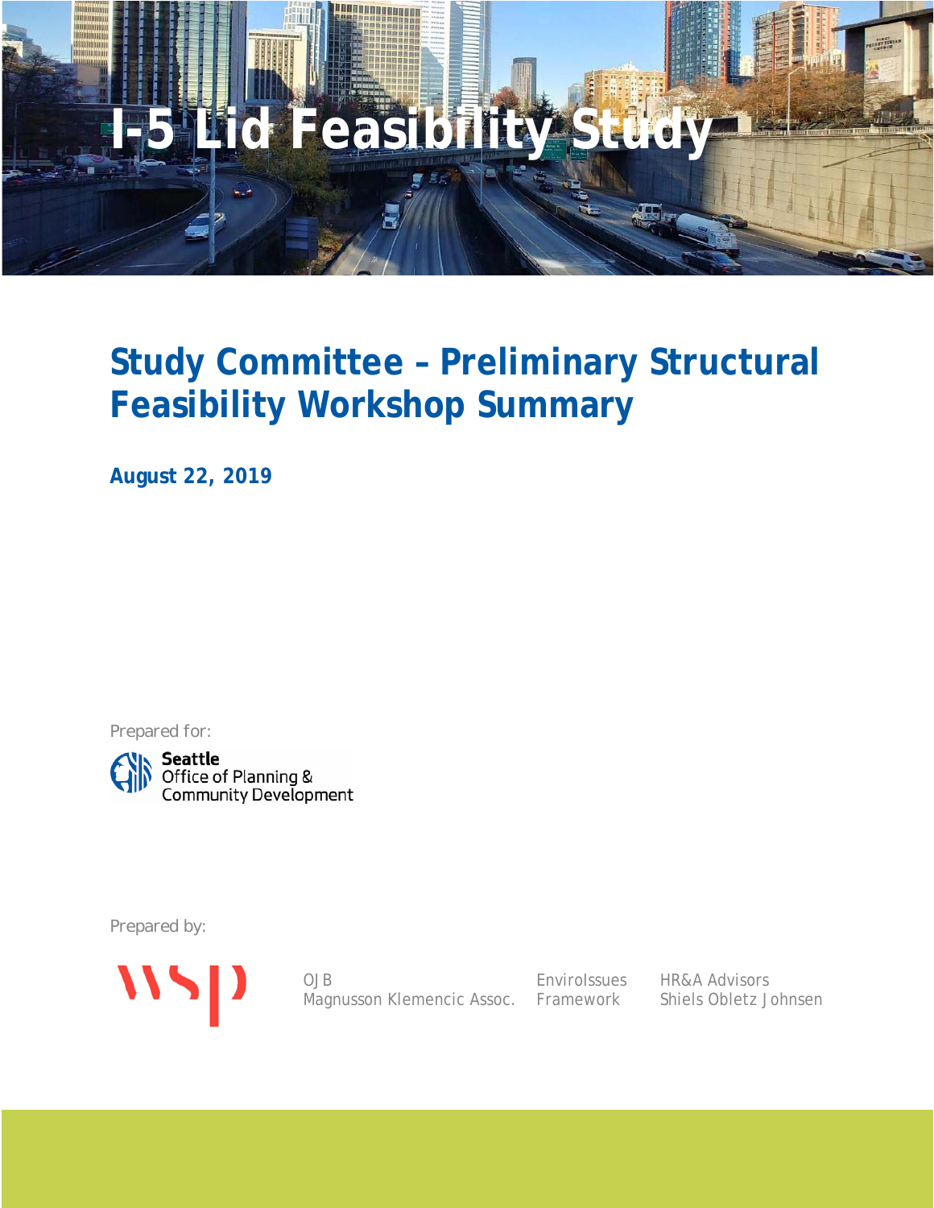# I-5 Lid Feasibility Study

## Study Committee – Preliminary Structural Feasibility Workshop Summary

**August 22, 2019**

Prepared for:

**Seattle**
Office of Planning & Community Development

Prepared by:

WSP

OJB
Magnusson Klemencic Assoc.

EnviroIssues
Framework

HR&A Advisors
Shiels Obletz Johnsen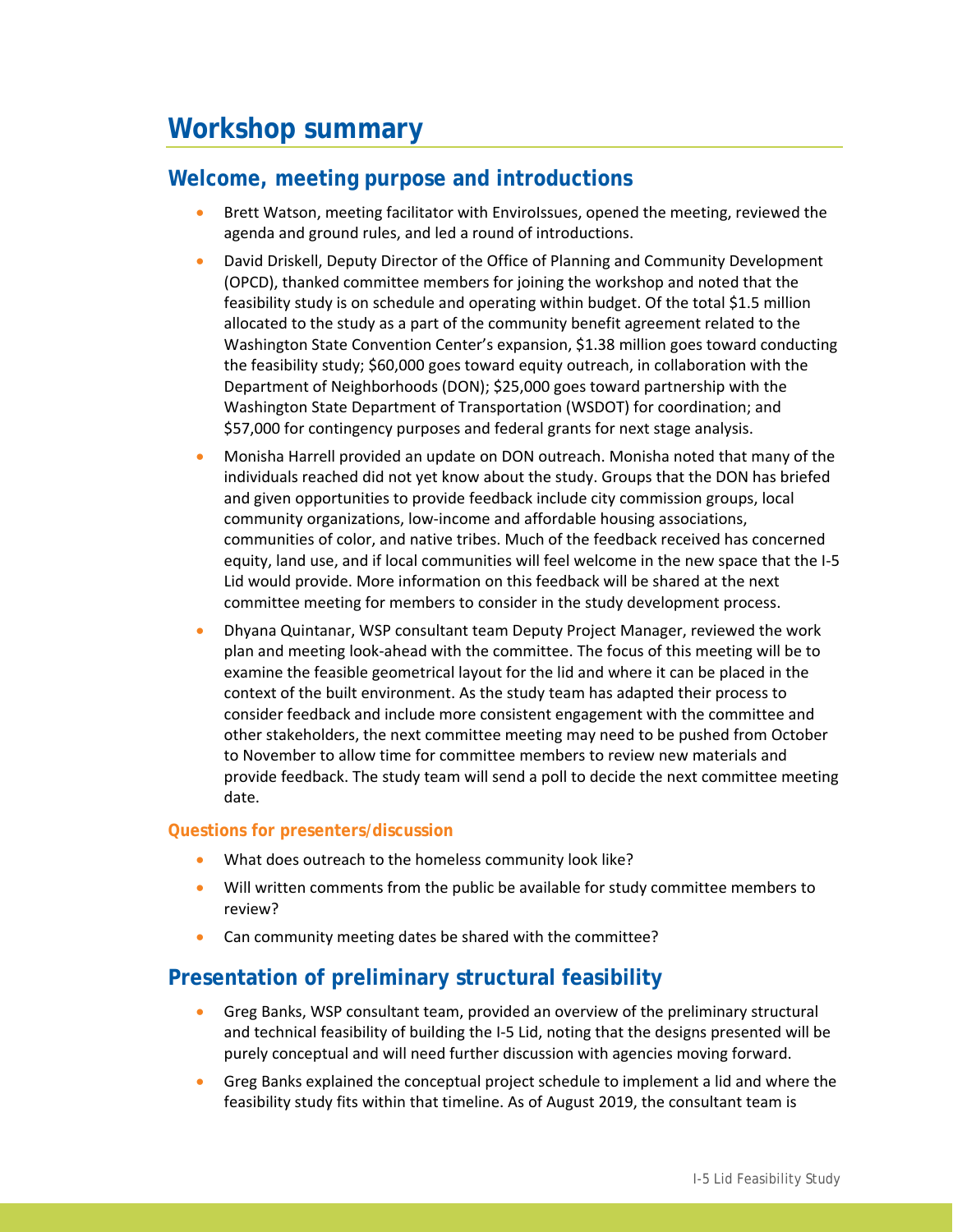# Workshop summary

## Welcome, meeting purpose and introductions

- Brett Watson, meeting facilitator with EnviroIssues, opened the meeting, reviewed the agenda and ground rules, and led a round of introductions.
- David Driskell, Deputy Director of the Office of Planning and Community Development (OPCD), thanked committee members for joining the workshop and noted that the feasibility study is on schedule and operating within budget. Of the total $1.5 million allocated to the study as a part of the community benefit agreement related to the Washington State Convention Center's expansion, $1.38 million goes toward conducting the feasibility study; $60,000 goes toward equity outreach, in collaboration with the Department of Neighborhoods (DON); $25,000 goes toward partnership with the Washington State Department of Transportation (WSDOT) for coordination; and $57,000 for contingency purposes and federal grants for next stage analysis.
- Monisha Harrell provided an update on DON outreach. Monisha noted that many of the individuals reached did not yet know about the study. Groups that the DON has briefed and given opportunities to provide feedback include city commission groups, local community organizations, low-income and affordable housing associations, communities of color, and native tribes. Much of the feedback received has concerned equity, land use, and if local communities will feel welcome in the new space that the I-5 Lid would provide. More information on this feedback will be shared at the next committee meeting for members to consider in the study development process.
- Dhyana Quintanar, WSP consultant team Deputy Project Manager, reviewed the work plan and meeting look-ahead with the committee. The focus of this meeting will be to examine the feasible geometrical layout for the lid and where it can be placed in the context of the built environment. As the study team has adapted their process to consider feedback and include more consistent engagement with the committee and other stakeholders, the next committee meeting may need to be pushed from October to November to allow time for committee members to review new materials and provide feedback. The study team will send a poll to decide the next committee meeting date.

### Questions for presenters/discussion

- What does outreach to the homeless community look like?
- Will written comments from the public be available for study committee members to review?
- Can community meeting dates be shared with the committee?

## Presentation of preliminary structural feasibility

- Greg Banks, WSP consultant team, provided an overview of the preliminary structural and technical feasibility of building the I-5 Lid, noting that the designs presented will be purely conceptual and will need further discussion with agencies moving forward.
- Greg Banks explained the conceptual project schedule to implement a lid and where the feasibility study fits within that timeline. As of August 2019, the consultant team is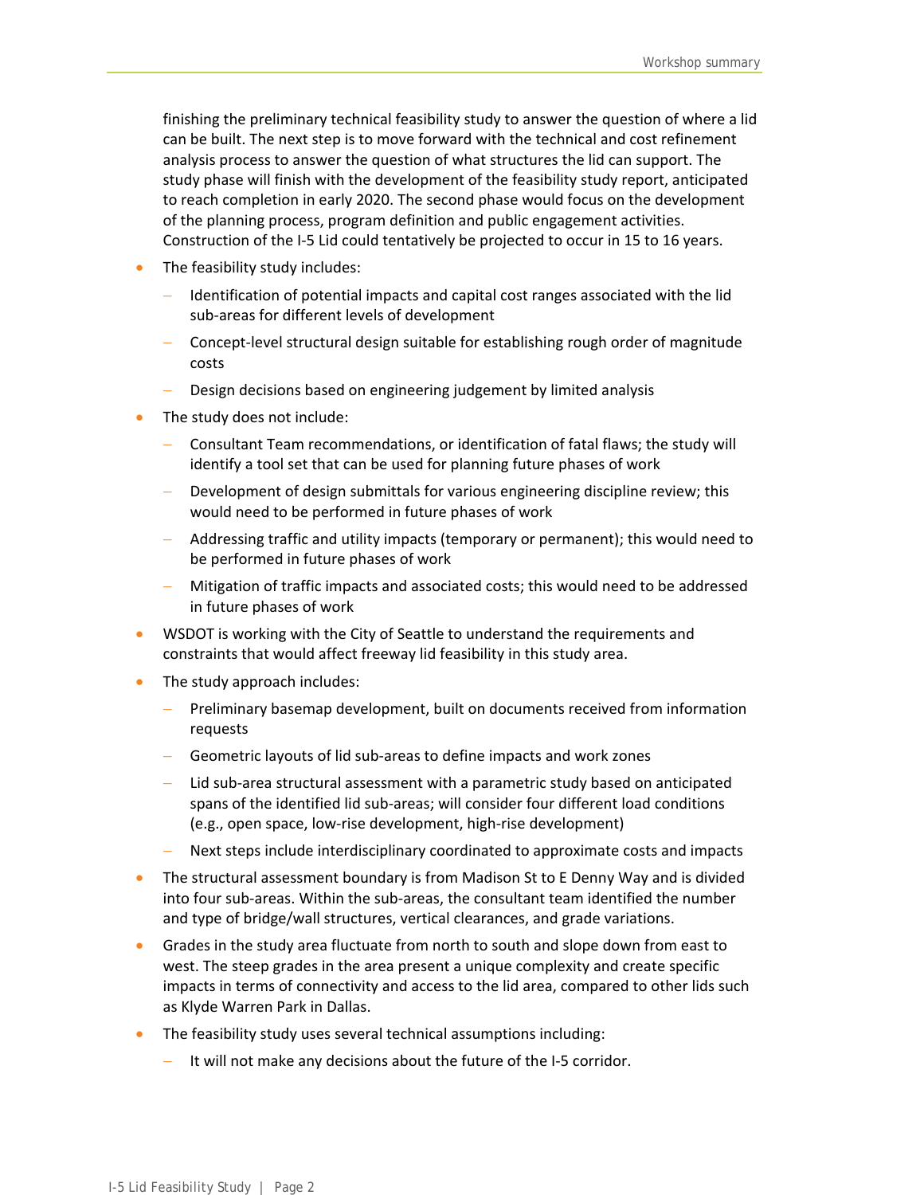finishing the preliminary technical feasibility study to answer the question of where a lid can be built. The next step is to move forward with the technical and cost refinement analysis process to answer the question of what structures the lid can support. The study phase will finish with the development of the feasibility study report, anticipated to reach completion in early 2020. The second phase would focus on the development of the planning process, program definition and public engagement activities. Construction of the I-5 Lid could tentatively be projected to occur in 15 to 16 years.

- The feasibility study includes:
  - Identification of potential impacts and capital cost ranges associated with the lid sub-areas for different levels of development
  - Concept-level structural design suitable for establishing rough order of magnitude costs
  - Design decisions based on engineering judgement by limited analysis
- The study does not include:
  - Consultant Team recommendations, or identification of fatal flaws; the study will identify a tool set that can be used for planning future phases of work
  - Development of design submittals for various engineering discipline review; this would need to be performed in future phases of work
  - Addressing traffic and utility impacts (temporary or permanent); this would need to be performed in future phases of work
  - Mitigation of traffic impacts and associated costs; this would need to be addressed in future phases of work
- WSDOT is working with the City of Seattle to understand the requirements and constraints that would affect freeway lid feasibility in this study area.
- The study approach includes:
  - Preliminary basemap development, built on documents received from information requests
  - Geometric layouts of lid sub-areas to define impacts and work zones
  - Lid sub-area structural assessment with a parametric study based on anticipated spans of the identified lid sub-areas; will consider four different load conditions (e.g., open space, low-rise development, high-rise development)
  - Next steps include interdisciplinary coordinated to approximate costs and impacts
- The structural assessment boundary is from Madison St to E Denny Way and is divided into four sub-areas. Within the sub-areas, the consultant team identified the number and type of bridge/wall structures, vertical clearances, and grade variations.
- Grades in the study area fluctuate from north to south and slope down from east to west. The steep grades in the area present a unique complexity and create specific impacts in terms of connectivity and access to the lid area, compared to other lids such as Klyde Warren Park in Dallas.
- The feasibility study uses several technical assumptions including:
  - It will not make any decisions about the future of the I-5 corridor.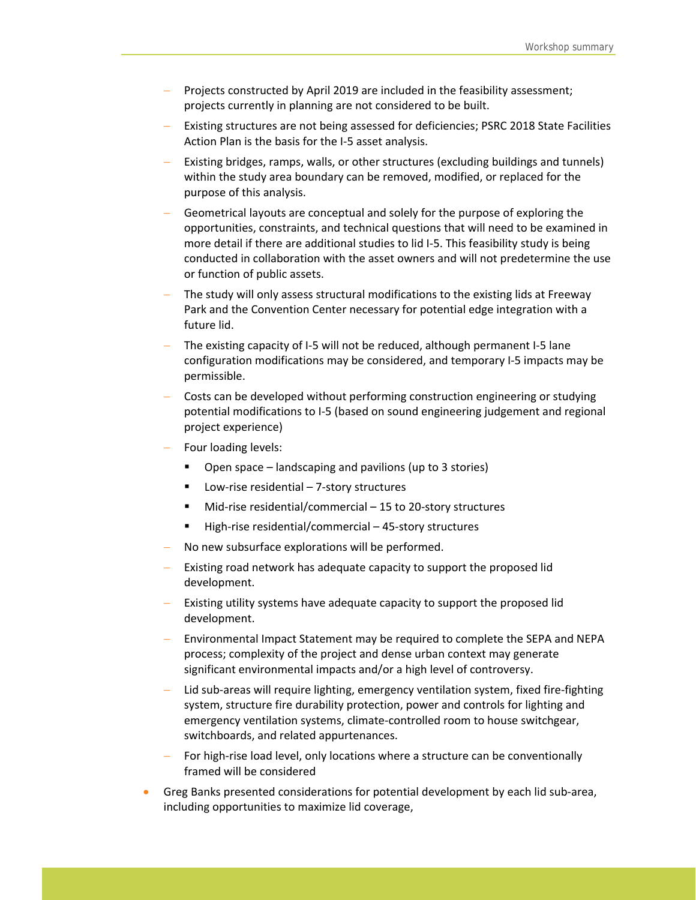- Projects constructed by April 2019 are included in the feasibility assessment; projects currently in planning are not considered to be built.
  - Existing structures are not being assessed for deficiencies; PSRC 2018 State Facilities Action Plan is the basis for the I-5 asset analysis.
  - Existing bridges, ramps, walls, or other structures (excluding buildings and tunnels) within the study area boundary can be removed, modified, or replaced for the purpose of this analysis.
  - Geometrical layouts are conceptual and solely for the purpose of exploring the opportunities, constraints, and technical questions that will need to be examined in more detail if there are additional studies to lid I-5. This feasibility study is being conducted in collaboration with the asset owners and will not predetermine the use or function of public assets.
  - The study will only assess structural modifications to the existing lids at Freeway Park and the Convention Center necessary for potential edge integration with a future lid.
  - The existing capacity of I-5 will not be reduced, although permanent I-5 lane configuration modifications may be considered, and temporary I-5 impacts may be permissible.
  - Costs can be developed without performing construction engineering or studying potential modifications to I-5 (based on sound engineering judgement and regional project experience)
  - Four loading levels:
    - Open space – landscaping and pavilions (up to 3 stories)
    - Low-rise residential – 7-story structures
    - Mid-rise residential/commercial – 15 to 20-story structures
    - High-rise residential/commercial – 45-story structures
  - No new subsurface explorations will be performed.
  - Existing road network has adequate capacity to support the proposed lid development.
  - Existing utility systems have adequate capacity to support the proposed lid development.
  - Environmental Impact Statement may be required to complete the SEPA and NEPA process; complexity of the project and dense urban context may generate significant environmental impacts and/or a high level of controversy.
  - Lid sub-areas will require lighting, emergency ventilation system, fixed fire-fighting system, structure fire durability protection, power and controls for lighting and emergency ventilation systems, climate-controlled room to house switchgear, switchboards, and related appurtenances.
  - For high-rise load level, only locations where a structure can be conventionally framed will be considered
- Greg Banks presented considerations for potential development by each lid sub-area, including opportunities to maximize lid coverage,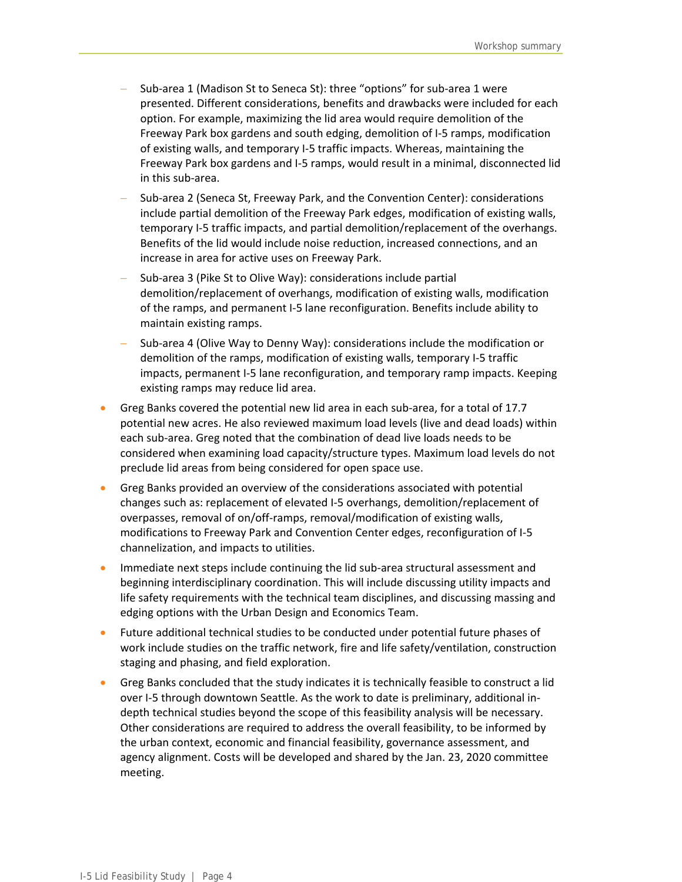- Sub-area 1 (Madison St to Seneca St): three "options" for sub-area 1 were presented. Different considerations, benefits and drawbacks were included for each option. For example, maximizing the lid area would require demolition of the Freeway Park box gardens and south edging, demolition of I-5 ramps, modification of existing walls, and temporary I-5 traffic impacts. Whereas, maintaining the Freeway Park box gardens and I-5 ramps, would result in a minimal, disconnected lid in this sub-area.
   - Sub-area 2 (Seneca St, Freeway Park, and the Convention Center): considerations include partial demolition of the Freeway Park edges, modification of existing walls, temporary I-5 traffic impacts, and partial demolition/replacement of the overhangs. Benefits of the lid would include noise reduction, increased connections, and an increase in area for active uses on Freeway Park.
   - Sub-area 3 (Pike St to Olive Way): considerations include partial demolition/replacement of overhangs, modification of existing walls, modification of the ramps, and permanent I-5 lane reconfiguration. Benefits include ability to maintain existing ramps.
   - Sub-area 4 (Olive Way to Denny Way): considerations include the modification or demolition of the ramps, modification of existing walls, temporary I-5 traffic impacts, permanent I-5 lane reconfiguration, and temporary ramp impacts. Keeping existing ramps may reduce lid area.
- Greg Banks covered the potential new lid area in each sub-area, for a total of 17.7 potential new acres. He also reviewed maximum load levels (live and dead loads) within each sub-area. Greg noted that the combination of dead live loads needs to be considered when examining load capacity/structure types. Maximum load levels do not preclude lid areas from being considered for open space use.
- Greg Banks provided an overview of the considerations associated with potential changes such as: replacement of elevated I-5 overhangs, demolition/replacement of overpasses, removal of on/off-ramps, removal/modification of existing walls, modifications to Freeway Park and Convention Center edges, reconfiguration of I-5 channelization, and impacts to utilities.
- Immediate next steps include continuing the lid sub-area structural assessment and beginning interdisciplinary coordination. This will include discussing utility impacts and life safety requirements with the technical team disciplines, and discussing massing and edging options with the Urban Design and Economics Team.
- Future additional technical studies to be conducted under potential future phases of work include studies on the traffic network, fire and life safety/ventilation, construction staging and phasing, and field exploration.
- Greg Banks concluded that the study indicates it is technically feasible to construct a lid over I-5 through downtown Seattle. As the work to date is preliminary, additional in-depth technical studies beyond the scope of this feasibility analysis will be necessary. Other considerations are required to address the overall feasibility, to be informed by the urban context, economic and financial feasibility, governance assessment, and agency alignment. Costs will be developed and shared by the Jan. 23, 2020 committee meeting.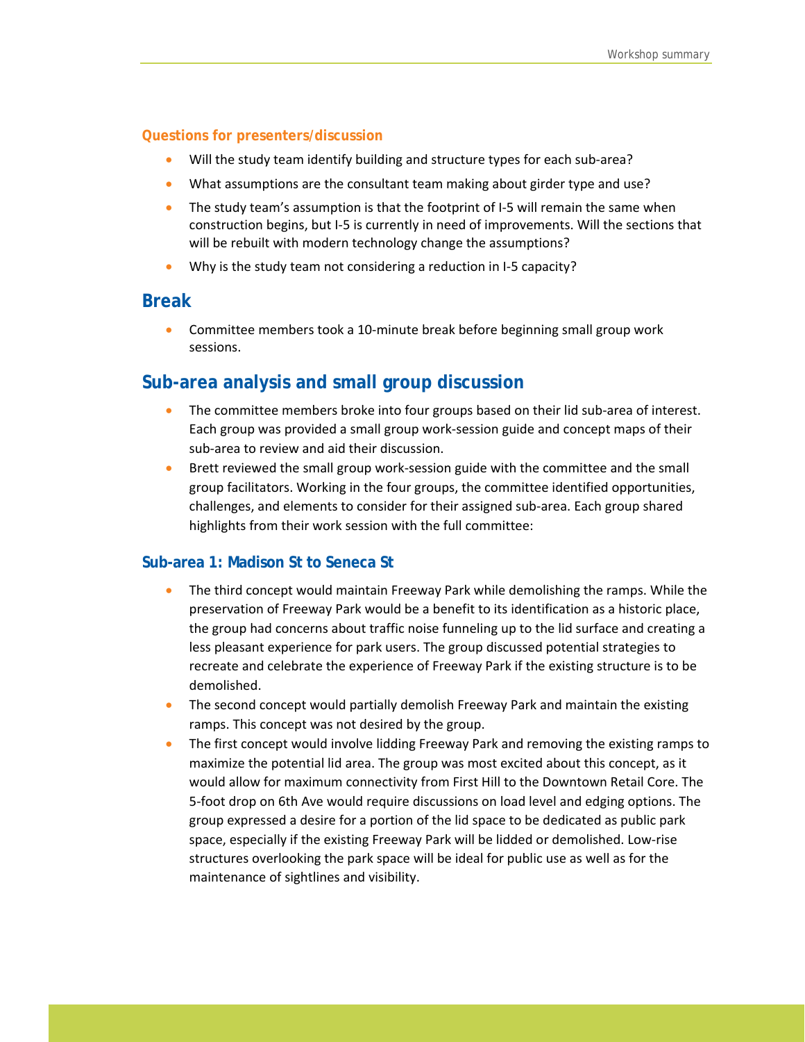#### Questions for presenters/discussion

- Will the study team identify building and structure types for each sub-area?
- What assumptions are the consultant team making about girder type and use?
- The study team's assumption is that the footprint of I-5 will remain the same when construction begins, but I-5 is currently in need of improvements. Will the sections that will be rebuilt with modern technology change the assumptions?
- Why is the study team not considering a reduction in I-5 capacity?

## Break

- Committee members took a 10-minute break before beginning small group work sessions.

## Sub-area analysis and small group discussion

- The committee members broke into four groups based on their lid sub-area of interest. Each group was provided a small group work-session guide and concept maps of their sub-area to review and aid their discussion.
- Brett reviewed the small group work-session guide with the committee and the small group facilitators. Working in the four groups, the committee identified opportunities, challenges, and elements to consider for their assigned sub-area. Each group shared highlights from their work session with the full committee:

### Sub-area 1: Madison St to Seneca St

- The third concept would maintain Freeway Park while demolishing the ramps. While the preservation of Freeway Park would be a benefit to its identification as a historic place, the group had concerns about traffic noise funneling up to the lid surface and creating a less pleasant experience for park users. The group discussed potential strategies to recreate and celebrate the experience of Freeway Park if the existing structure is to be demolished.
- The second concept would partially demolish Freeway Park and maintain the existing ramps. This concept was not desired by the group.
- The first concept would involve lidding Freeway Park and removing the existing ramps to maximize the potential lid area. The group was most excited about this concept, as it would allow for maximum connectivity from First Hill to the Downtown Retail Core. The 5-foot drop on 6th Ave would require discussions on load level and edging options. The group expressed a desire for a portion of the lid space to be dedicated as public park space, especially if the existing Freeway Park will be lidded or demolished. Low-rise structures overlooking the park space will be ideal for public use as well as for the maintenance of sightlines and visibility.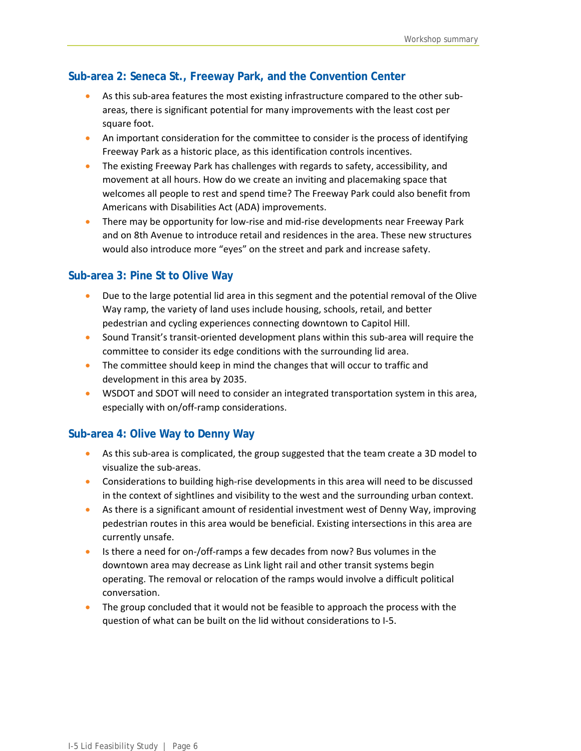### Sub-area 2: Seneca St., Freeway Park, and the Convention Center

- As this sub-area features the most existing infrastructure compared to the other sub-areas, there is significant potential for many improvements with the least cost per square foot.
- An important consideration for the committee to consider is the process of identifying Freeway Park as a historic place, as this identification controls incentives.
- The existing Freeway Park has challenges with regards to safety, accessibility, and movement at all hours. How do we create an inviting and placemaking space that welcomes all people to rest and spend time? The Freeway Park could also benefit from Americans with Disabilities Act (ADA) improvements.
- There may be opportunity for low-rise and mid-rise developments near Freeway Park and on 8th Avenue to introduce retail and residences in the area. These new structures would also introduce more "eyes" on the street and park and increase safety.

### Sub-area 3: Pine St to Olive Way

- Due to the large potential lid area in this segment and the potential removal of the Olive Way ramp, the variety of land uses include housing, schools, retail, and better pedestrian and cycling experiences connecting downtown to Capitol Hill.
- Sound Transit's transit-oriented development plans within this sub-area will require the committee to consider its edge conditions with the surrounding lid area.
- The committee should keep in mind the changes that will occur to traffic and development in this area by 2035.
- WSDOT and SDOT will need to consider an integrated transportation system in this area, especially with on/off-ramp considerations.

### Sub-area 4: Olive Way to Denny Way

- As this sub-area is complicated, the group suggested that the team create a 3D model to visualize the sub-areas.
- Considerations to building high-rise developments in this area will need to be discussed in the context of sightlines and visibility to the west and the surrounding urban context.
- As there is a significant amount of residential investment west of Denny Way, improving pedestrian routes in this area would be beneficial. Existing intersections in this area are currently unsafe.
- Is there a need for on-/off-ramps a few decades from now? Bus volumes in the downtown area may decrease as Link light rail and other transit systems begin operating. The removal or relocation of the ramps would involve a difficult political conversation.
- The group concluded that it would not be feasible to approach the process with the question of what can be built on the lid without considerations to I-5.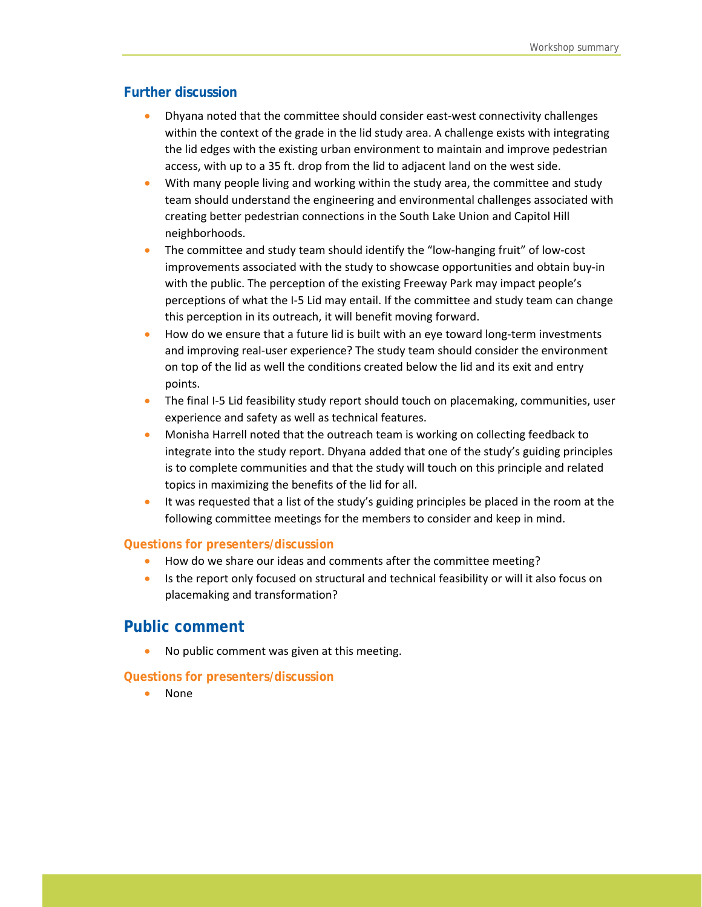### Further discussion

- Dhyana noted that the committee should consider east-west connectivity challenges within the context of the grade in the lid study area. A challenge exists with integrating the lid edges with the existing urban environment to maintain and improve pedestrian access, with up to a 35 ft. drop from the lid to adjacent land on the west side.
- With many people living and working within the study area, the committee and study team should understand the engineering and environmental challenges associated with creating better pedestrian connections in the South Lake Union and Capitol Hill neighborhoods.
- The committee and study team should identify the "low-hanging fruit" of low-cost improvements associated with the study to showcase opportunities and obtain buy-in with the public. The perception of the existing Freeway Park may impact people's perceptions of what the I-5 Lid may entail. If the committee and study team can change this perception in its outreach, it will benefit moving forward.
- How do we ensure that a future lid is built with an eye toward long-term investments and improving real-user experience? The study team should consider the environment on top of the lid as well the conditions created below the lid and its exit and entry points.
- The final I-5 Lid feasibility study report should touch on placemaking, communities, user experience and safety as well as technical features.
- Monisha Harrell noted that the outreach team is working on collecting feedback to integrate into the study report. Dhyana added that one of the study's guiding principles is to complete communities and that the study will touch on this principle and related topics in maximizing the benefits of the lid for all.
- It was requested that a list of the study's guiding principles be placed in the room at the following committee meetings for the members to consider and keep in mind.

#### Questions for presenters/discussion

- How do we share our ideas and comments after the committee meeting?
- Is the report only focused on structural and technical feasibility or will it also focus on placemaking and transformation?

## Public comment

- No public comment was given at this meeting.

#### Questions for presenters/discussion

- None